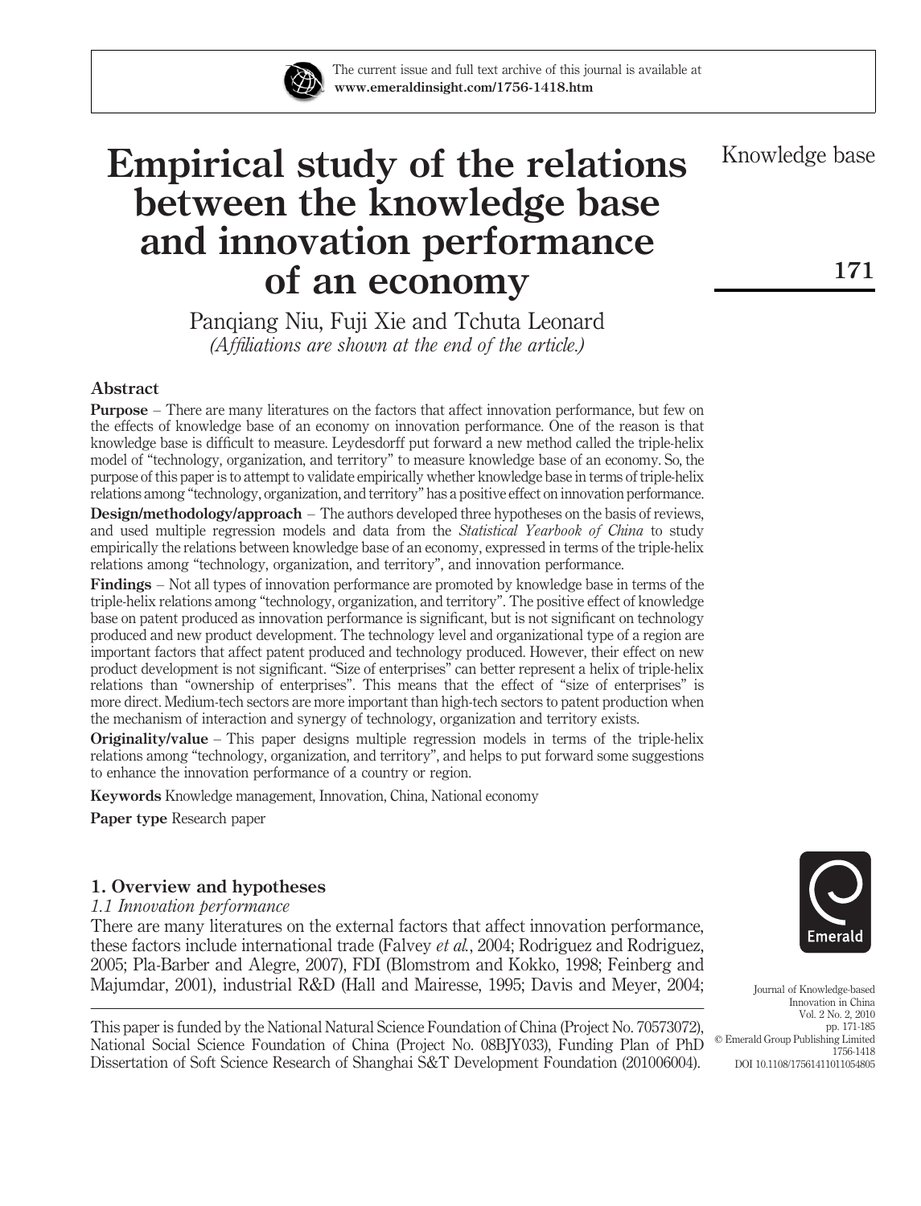# Empirical study of the relations between the knowledge base and innovation performance of an economy

Panqiang Niu, Fuji Xie and Tchuta Leonard

*(Affiliations are shown at the end of the article.)*

## Abstract

**Purpose** – There are many literatures on the factors that affect innovation performance, but few on the effects of knowledge base of an economy on innovation performance. One of the reason is that knowledge base is difficult to measure. Leydesdorff put forward a new method called the triple-helix model of "technology, organization, and territory" to measure knowledge base of an economy. So, the purpose of this paper is to attempt to validate empirically whether knowledge base in terms of triple-helix relations among "technology, organization, and territory" has a positive effect on innovation performance.

**Design/methodology/approach** – The authors developed three hypotheses on the basis of reviews, and used multiple regression models and data from the *Statistical Yearbook of China* to study empirically the relations between knowledge base of an economy, expressed in terms of the triple-helix relations among "technology, organization, and territory", and innovation performance.

**Findings** – Not all types of innovation performance are promoted by knowledge base in terms of the triple-helix relations among "technology, organization, and territory". The positive effect of knowledge base on patent produced as innovation performance is significant, but is not significant on technology produced and new product development. The technology level and organizational type of a region are important factors that affect patent produced and technology produced. However, their effect on new product development is not significant. "Size of enterprises" can better represent a helix of triple-helix relations than "ownership of enterprises". This means that the effect of "size of enterprises" is more direct. Medium-tech sectors are more important than high-tech sectors to patent production when the mechanism of interaction and synergy of technology, organization and territory exists.

**Originality/value** – This paper designs multiple regression models in terms of the triple-helix relations among "technology, organization, and territory", and helps to put forward some suggestions to enhance the innovation performance of a country or region.

**Keywords** Knowledge management, Innovation, China, National economy

**Paper type** Research paper

## 1. Overview and hypotheses

### *1.1 Innovation performance*

There are many literatures on the external factors that affect innovation performance, these factors include international trade (Falvey *et al.*, 2004; Rodriguez and Rodriguez, 2005; Pla-Barber and Alegre, 2007), FDI (Blomstrom and Kokko, 1998; Feinberg and Majumdar, 2001), industrial R&D (Hall and Mairesse, 1995; Davis and Meyer, 2004;

This paper is funded by the National Natural Science Foundation of China (Project No. 70573072), National Social Science Foundation of China (Project No. 08BJY033), Funding Plan of PhD Dissertation of Soft Science Research of Shanghai S&T Development Foundation (201006004).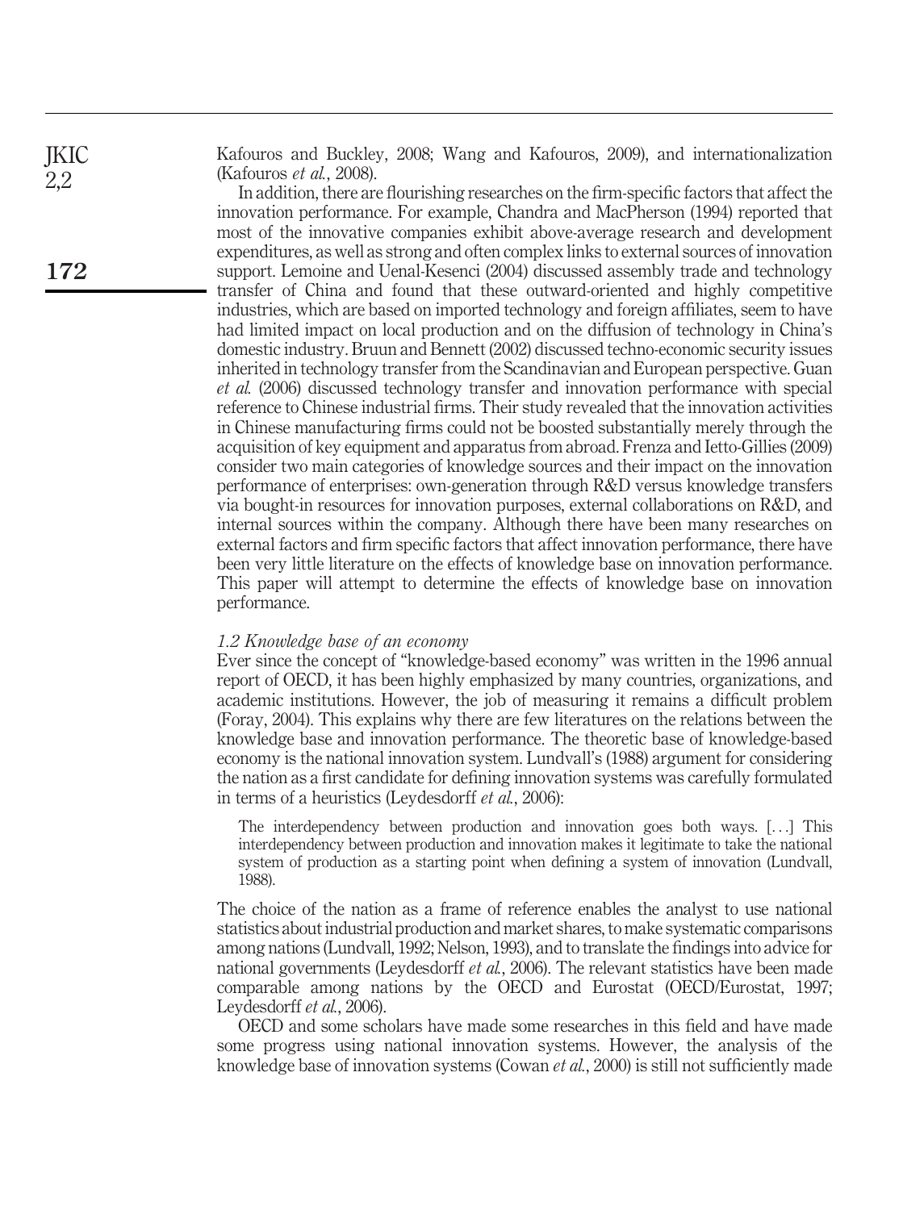Kafouros and Buckley, 2008; Wang and Kafouros, 2009), and internationalization (Kafouros *et al.*, 2008).

In addition, there are flourishing researches on the firm-specific factors that affect the innovation performance. For example, Chandra and MacPherson (1994) reported that most of the innovative companies exhibit above-average research and development expenditures, as well as strong and often complex links to external sources of innovation support. Lemoine and Uenal-Kesenci (2004) discussed assembly trade and technology transfer of China and found that these outward-oriented and highly competitive industries, which are based on imported technology and foreign affiliates, seem to have had limited impact on local production and on the diffusion of technology in China's domestic industry. Bruun and Bennett (2002) discussed techno-economic security issues inherited in technology transfer from the Scandinavian and European perspective. Guan *et al.* (2006) discussed technology transfer and innovation performance with special reference to Chinese industrial firms. Their study revealed that the innovation activities in Chinese manufacturing firms could not be boosted substantially merely through the acquisition of key equipment and apparatus from abroad. Frenza and Ietto-Gillies (2009) consider two main categories of knowledge sources and their impact on the innovation performance of enterprises: own-generation through R&D versus knowledge transfers via bought-in resources for innovation purposes, external collaborations on R&D, and internal sources within the company. Although there have been many researches on external factors and firm specific factors that affect innovation performance, there have been very little literature on the effects of knowledge base on innovation performance. This paper will attempt to determine the effects of knowledge base on innovation performance.

### *1.2 Knowledge base of an economy*

Ever since the concept of "knowledge-based economy" was written in the 1996 annual report of OECD, it has been highly emphasized by many countries, organizations, and academic institutions. However, the job of measuring it remains a difficult problem (Foray, 2004). This explains why there are few literatures on the relations between the knowledge base and innovation performance. The theoretic base of knowledge-based economy is the national innovation system. Lundvall's (1988) argument for considering the nation as a first candidate for defining innovation systems was carefully formulated in terms of a heuristics (Leydesdorff *et al.*, 2006):

> The interdependency between production and innovation goes both ways. [...] This interdependency between production and innovation makes it legitimate to take the national system of production as a starting point when defining a system of innovation (Lundvall, 1988).

The choice of the nation as a frame of reference enables the analyst to use national statistics about industrial production and market shares, to make systematic comparisons among nations (Lundvall, 1992; Nelson, 1993), and to translate the findings into advice for national governments (Leydesdorff *et al.*, 2006). The relevant statistics have been made comparable among nations by the OECD and Eurostat (OECD/Eurostat, 1997; Leydesdorff *et al.*, 2006).

OECD and some scholars have made some researches in this field and have made some progress using national innovation systems. However, the analysis of the knowledge base of innovation systems (Cowan *et al.*, 2000) is still not sufficiently made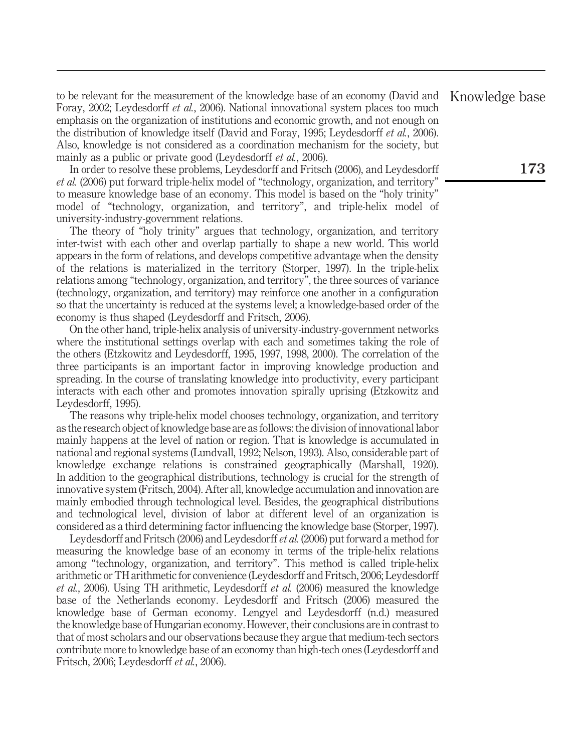to be relevant for the measurement of the knowledge base of an economy (David and Foray, 2002; Leydesdorff *et al.*, 2006). National innovational system places too much emphasis on the organization of institutions and economic growth, and not enough on the distribution of knowledge itself (David and Foray, 1995; Leydesdorff *et al.*, 2006). Also, knowledge is not considered as a coordination mechanism for the society, but mainly as a public or private good (Leydesdorff *et al.*, 2006).

In order to resolve these problems, Leydesdorff and Fritsch (2006), and Leydesdorff *et al.* (2006) put forward triple-helix model of "technology, organization, and territory" to measure knowledge base of an economy. This model is based on the "holy trinity" model of "technology, organization, and territory", and triple-helix model of university-industry-government relations.

The theory of "holy trinity" argues that technology, organization, and territory inter-twist with each other and overlap partially to shape a new world. This world appears in the form of relations, and develops competitive advantage when the density of the relations is materialized in the territory (Storper, 1997). In the triple-helix relations among "technology, organization, and territory", the three sources of variance (technology, organization, and territory) may reinforce one another in a configuration so that the uncertainty is reduced at the systems level; a knowledge-based order of the economy is thus shaped (Leydesdorff and Fritsch, 2006).

On the other hand, triple-helix analysis of university-industry-government networks where the institutional settings overlap with each and sometimes taking the role of the others (Etzkowitz and Leydesdorff, 1995, 1997, 1998, 2000). The correlation of the three participants is an important factor in improving knowledge production and spreading. In the course of translating knowledge into productivity, every participant interacts with each other and promotes innovation spirally uprising (Etzkowitz and Leydesdorff, 1995).

The reasons why triple-helix model chooses technology, organization, and territory as the research object of knowledge base are as follows: the division of innovational labor mainly happens at the level of nation or region. That is knowledge is accumulated in national and regional systems (Lundvall, 1992; Nelson, 1993). Also, considerable part of knowledge exchange relations is constrained geographically (Marshall, 1920). In addition to the geographical distributions, technology is crucial for the strength of innovative system (Fritsch, 2004). After all, knowledge accumulation and innovation are mainly embodied through technological level. Besides, the geographical distributions and technological level, division of labor at different level of an organization is considered as a third determining factor influencing the knowledge base (Storper, 1997).

Leydesdorff and Fritsch (2006) and Leydesdorff *et al.* (2006) put forward a method for measuring the knowledge base of an economy in terms of the triple-helix relations among "technology, organization, and territory". This method is called triple-helix arithmetic or TH arithmetic for convenience (Leydesdorff and Fritsch, 2006; Leydesdorff *et al.*, 2006). Using TH arithmetic, Leydesdorff *et al.* (2006) measured the knowledge base of the Netherlands economy. Leydesdorff and Fritsch (2006) measured the knowledge base of German economy. Lengyel and Leydesdorff (n.d.) measured the knowledge base of Hungarian economy. However, their conclusions are in contrast to that of most scholars and our observations because they argue that medium-tech sectors contribute more to knowledge base of an economy than high-tech ones (Leydesdorff and Fritsch, 2006; Leydesdorff *et al.*, 2006).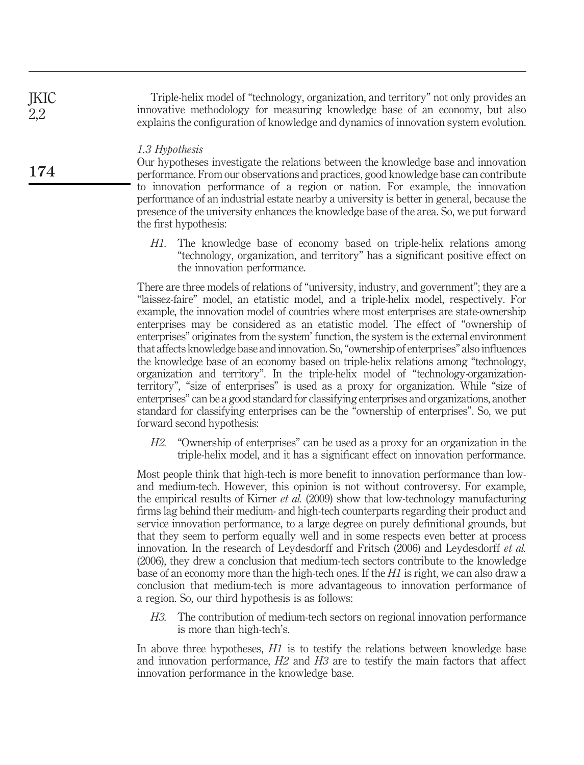Triple-helix model of "technology, organization, and territory" not only provides an innovative methodology for measuring knowledge base of an economy, but also explains the configuration of knowledge and dynamics of innovation system evolution.

### *1.3 Hypothesis*

Our hypotheses investigate the relations between the knowledge base and innovation performance. From our observations and practices, good knowledge base can contribute to innovation performance of a region or nation. For example, the innovation performance of an industrial estate nearby a university is better in general, because the presence of the university enhances the knowledge base of the area. So, we put forward the first hypothesis:

> *H1*. The knowledge base of economy based on triple-helix relations among "technology, organization, and territory" has a significant positive effect on the innovation performance.

There are three models of relations of "university, industry, and government"; they are a "laissez-faire" model, an etatistic model, and a triple-helix model, respectively. For example, the innovation model of countries where most enterprises are state-ownership enterprises may be considered as an etatistic model. The effect of "ownership of enterprises" originates from the system' function, the system is the external environment that affects knowledge base and innovation. So, "ownership of enterprises" also influences the knowledge base of an economy based on triple-helix relations among "technology, organization and territory". In the triple-helix model of "technology-organization-territory", "size of enterprises" is used as a proxy for organization. While "size of enterprises" can be a good standard for classifying enterprises and organizations, another standard for classifying enterprises can be the "ownership of enterprises". So, we put forward second hypothesis:

> *H2*. "Ownership of enterprises" can be used as a proxy for an organization in the triple-helix model, and it has a significant effect on innovation performance.

Most people think that high-tech is more benefit to innovation performance than low- and medium-tech. However, this opinion is not without controversy. For example, the empirical results of Kirner *et al.* (2009) show that low-technology manufacturing firms lag behind their medium- and high-tech counterparts regarding their product and service innovation performance, to a large degree on purely definitional grounds, but that they seem to perform equally well and in some respects even better at process innovation. In the research of Leydesdorff and Fritsch (2006) and Leydesdorff *et al.* (2006), they drew a conclusion that medium-tech sectors contribute to the knowledge base of an economy more than the high-tech ones. If the *H1* is right, we can also draw a conclusion that medium-tech is more advantageous to innovation performance of a region. So, our third hypothesis is as follows:

> *H3*. The contribution of medium-tech sectors on regional innovation performance is more than high-tech's.

In above three hypotheses, *H1* is to testify the relations between knowledge base and innovation performance, *H2* and *H3* are to testify the main factors that affect innovation performance in the knowledge base.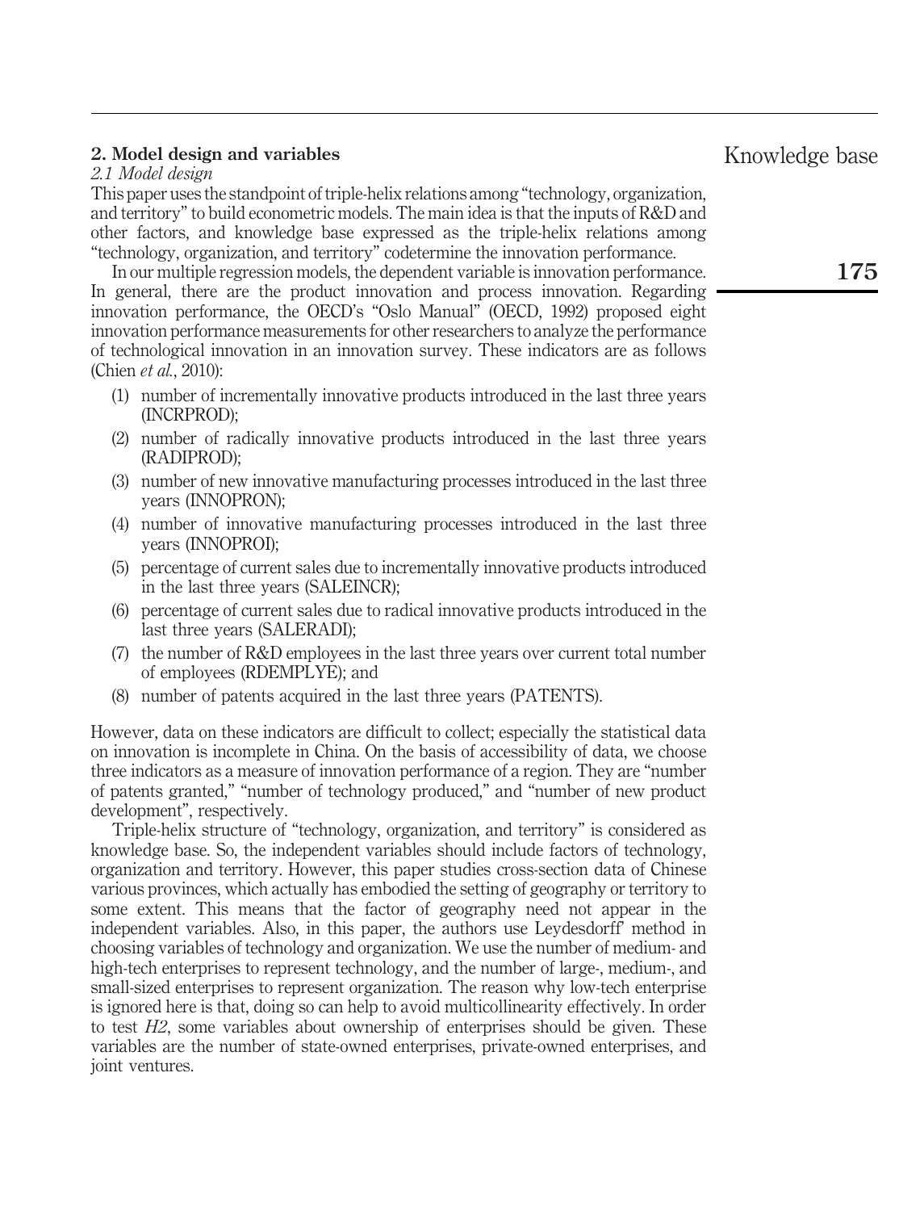## 2. Model design and variables

### 2.1 Model design

This paper uses the standpoint of triple-helix relations among "technology, organization, and territory" to build econometric models. The main idea is that the inputs of R&D and other factors, and knowledge base expressed as the triple-helix relations among "technology, organization, and territory" codetermine the innovation performance.

In our multiple regression models, the dependent variable is innovation performance. In general, there are the product innovation and process innovation. Regarding innovation performance, the OECD's "Oslo Manual" (OECD, 1992) proposed eight innovation performance measurements for other researchers to analyze the performance of technological innovation in an innovation survey. These indicators are as follows (Chien *et al.*, 2010):

1. number of incrementally innovative products introduced in the last three years (INCRPROD);
2. number of radically innovative products introduced in the last three years (RADIPROD);
3. number of new innovative manufacturing processes introduced in the last three years (INNOPRON);
4. number of innovative manufacturing processes introduced in the last three years (INNOPROI);
5. percentage of current sales due to incrementally innovative products introduced in the last three years (SALEINCR);
6. percentage of current sales due to radical innovative products introduced in the last three years (SALERADI);
7. the number of R&D employees in the last three years over current total number of employees (RDEMPLYE); and
8. number of patents acquired in the last three years (PATENTS).

However, data on these indicators are difficult to collect; especially the statistical data on innovation is incomplete in China. On the basis of accessibility of data, we choose three indicators as a measure of innovation performance of a region. They are "number of patents granted," "number of technology produced," and "number of new product development", respectively.

Triple-helix structure of "technology, organization, and territory" is considered as knowledge base. So, the independent variables should include factors of technology, organization and territory. However, this paper studies cross-section data of Chinese various provinces, which actually has embodied the setting of geography or territory to some extent. This means that the factor of geography need not appear in the independent variables. Also, in this paper, the authors use Leydesdorff' method in choosing variables of technology and organization. We use the number of medium- and high-tech enterprises to represent technology, and the number of large-, medium-, and small-sized enterprises to represent organization. The reason why low-tech enterprise is ignored here is that, doing so can help to avoid multicollinearity effectively. In order to test *H2*, some variables about ownership of enterprises should be given. These variables are the number of state-owned enterprises, private-owned enterprises, and joint ventures.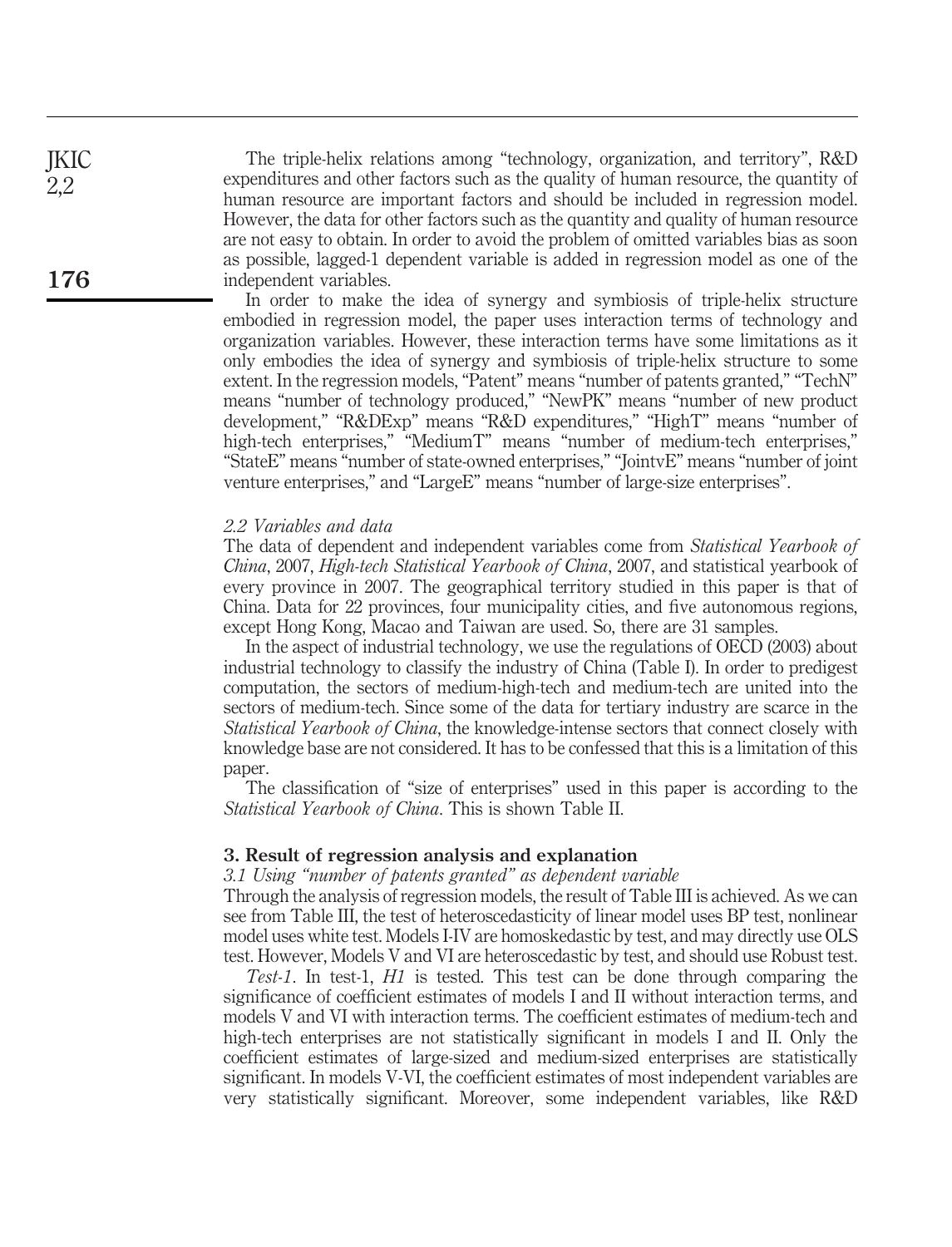The triple-helix relations among "technology, organization, and territory", R&D expenditures and other factors such as the quality of human resource, the quantity of human resource are important factors and should be included in regression model. However, the data for other factors such as the quantity and quality of human resource are not easy to obtain. In order to avoid the problem of omitted variables bias as soon as possible, lagged-1 dependent variable is added in regression model as one of the independent variables.

In order to make the idea of synergy and symbiosis of triple-helix structure embodied in regression model, the paper uses interaction terms of technology and organization variables. However, these interaction terms have some limitations as it only embodies the idea of synergy and symbiosis of triple-helix structure to some extent. In the regression models, "Patent" means "number of patents granted," "TechN" means "number of technology produced," "NewPK" means "number of new product development," "R&DExp" means "R&D expenditures," "HighT" means "number of high-tech enterprises," "MediumT" means "number of medium-tech enterprises," "StateE" means "number of state-owned enterprises," "JointvE" means "number of joint venture enterprises," and "LargeE" means "number of large-size enterprises".

### *2.2 Variables and data*

The data of dependent and independent variables come from *Statistical Yearbook of China*, 2007, *High-tech Statistical Yearbook of China*, 2007, and statistical yearbook of every province in 2007. The geographical territory studied in this paper is that of China. Data for 22 provinces, four municipality cities, and five autonomous regions, except Hong Kong, Macao and Taiwan are used. So, there are 31 samples.

In the aspect of industrial technology, we use the regulations of OECD (2003) about industrial technology to classify the industry of China (Table I). In order to predigest computation, the sectors of medium-high-tech and medium-tech are united into the sectors of medium-tech. Since some of the data for tertiary industry are scarce in the *Statistical Yearbook of China*, the knowledge-intense sectors that connect closely with knowledge base are not considered. It has to be confessed that this is a limitation of this paper.

The classification of "size of enterprises" used in this paper is according to the *Statistical Yearbook of China*. This is shown Table II.

## 3. Result of regression analysis and explanation

### *3.1 Using "number of patents granted" as dependent variable*

Through the analysis of regression models, the result of Table III is achieved. As we can see from Table III, the test of heteroscedasticity of linear model uses BP test, nonlinear model uses white test. Models I-IV are homoskedastic by test, and may directly use OLS test. However, Models V and VI are heteroscedastic by test, and should use Robust test.

*Test-1*. In test-1, *H1* is tested. This test can be done through comparing the significance of coefficient estimates of models I and II without interaction terms, and models V and VI with interaction terms. The coefficient estimates of medium-tech and high-tech enterprises are not statistically significant in models I and II. Only the coefficient estimates of large-sized and medium-sized enterprises are statistically significant. In models V-VI, the coefficient estimates of most independent variables are very statistically significant. Moreover, some independent variables, like R&D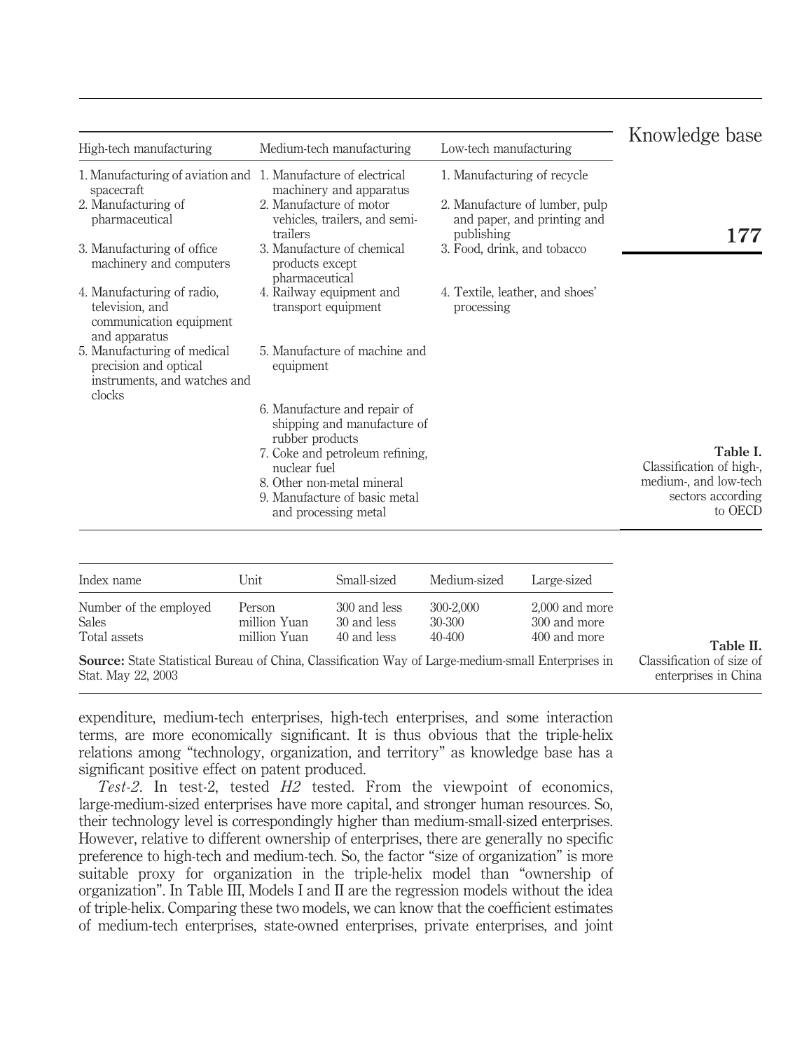Table I. Classification of high-, medium-, and low-tech sectors according to OECD

| High-tech manufacturing | Medium-tech manufacturing | Low-tech manufacturing |
|---|---|---|
| 1. Manufacturing of aviation and spacecraft | 1. Manufacture of electrical machinery and apparatus | 1. Manufacturing of recycle |
| 2. Manufacturing of pharmaceutical | 2. Manufacture of motor vehicles, trailers, and semi-trailers | 2. Manufacture of lumber, pulp and paper, and printing and publishing |
| 3. Manufacturing of office machinery and computers | 3. Manufacture of chemical products except pharmaceutical | 3. Food, drink, and tobacco |
| 4. Manufacturing of radio, television, and communication equipment and apparatus | 4. Railway equipment and transport equipment | 4. Textile, leather, and shoes' processing |
| 5. Manufacturing of medical precision and optical instruments, and watches and clocks | 5. Manufacture of machine and equipment | |
| | 6. Manufacture and repair of shipping and manufacture of rubber products | |
| | 7. Coke and petroleum refining, nuclear fuel | |
| | 8. Other non-metal mineral | |
| | 9. Manufacture of basic metal and processing metal | |

Table II. Classification of size of enterprises in China

| Index name | Unit | Small-sized | Medium-sized | Large-sized |
|---|---|---|---|---|
| Number of the employed | Person | 300 and less | 300-2,000 | 2,000 and more |
| Sales | million Yuan | 30 and less | 30-300 | 300 and more |
| Total assets | million Yuan | 40 and less | 40-400 | 400 and more |

**Source:** State Statistical Bureau of China, Classification Way of Large-medium-small Enterprises in Stat. May 22, 2003

expenditure, medium-tech enterprises, high-tech enterprises, and some interaction terms, are more economically significant. It is thus obvious that the triple-helix relations among "technology, organization, and territory" as knowledge base has a significant positive effect on patent produced.

*Test-2*. In test-2, tested *H2* tested. From the viewpoint of economics, large-medium-sized enterprises have more capital, and stronger human resources. So, their technology level is correspondingly higher than medium-small-sized enterprises. However, relative to different ownership of enterprises, there are generally no specific preference to high-tech and medium-tech. So, the factor "size of organization" is more suitable proxy for organization in the triple-helix model than "ownership of organization". In Table III, Models I and II are the regression models without the idea of triple-helix. Comparing these two models, we can know that the coefficient estimates of medium-tech enterprises, state-owned enterprises, private enterprises, and joint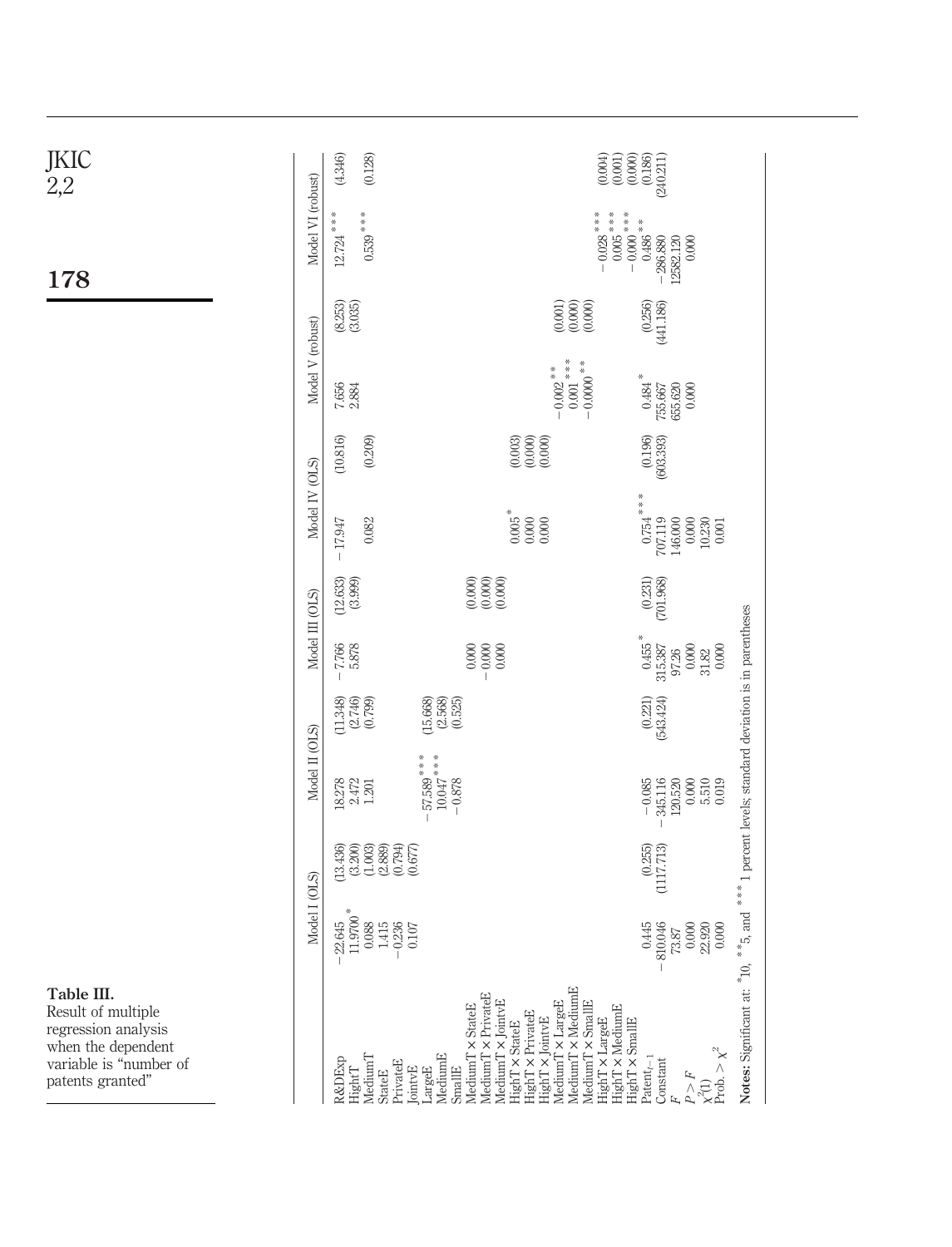**Table III.** Result of multiple regression analysis when the dependent variable is "number of patents granted"

| | Model I (OLS) | | Model II (OLS) | | Model III (OLS) | | Model IV (OLS) | | Model V (robust) | | Model VI (robust) | |
|---|---|---|---|---|---|---|---|---|---|---|---|---|
| R&DExp | −22.645 | (13.436) | 18.278 | (11.348) | −7.766 | (12.633) | −17.947 | (10.816) | 7.656 | (8.253) | 12.724*** | (4.346) |
| HighT | 11.9700* | (3.200) | 2.472 | (2.746) | 5.878 | (3.999) | | | 2.884 | (3.035) | | |
| MediumT | 0.088 | (1.003) | 1.201 | (0.799) | | | 0.082 | (0.209) | | | 0.539*** | (0.128) |
| StateE | 1.415 | (2.889) | | | | | | | | | | |
| PrivateE | −0.236 | (0.794) | | | | | | | | | | |
| JointvE | 0.107 | (0.677) | | | | | | | | | | |
| LargeE | | | −57.589*** | (15.668) | | | | | | | | |
| MediumE | | | 10.047*** | (2.568) | | | | | | | | |
| SmallE | | | −0.878 | (0.525) | | | | | | | | |
| MediumT × StateE | | | | | 0.000 | (0.000) | | | | | | |
| MediumT × PrivateE | | | | | −0.000 | (0.000) | | | | | | |
| MediumT × JointvE | | | | | 0.000 | (0.000) | | | | | | |
| HighT × StateE | | | | | | | 0.005* | (0.003) | | | | |
| HighT × PrivateE | | | | | | | 0.000 | (0.000) | | | | |
| HighT × JointvE | | | | | | | 0.000 | (0.000) | | | | |
| MediumT × LargeE | | | | | | | | | −0.002** | (0.001) | | |
| MediumT × MediumE | | | | | | | | | 0.001*** | (0.000) | | |
| MediumT × SmallE | | | | | | | | | −0.0000** | (0.000) | | |
| HighT × LargeE | | | | | | | | | | | −0.028*** | (0.004) |
| HighT × MediumE | | | | | | | | | | | 0.005*** | (0.001) |
| HighT × SmallE | | | | | | | | | | | −0.000*** | (0.000) |
| $Patent_{t-1}$ | 0.445 | (0.255) | −0.085 | (0.221) | 0.455* | (0.231) | 0.754*** | (0.196) | 0.484* | (0.256) | 0.486** | (0.186) |
| Constant | −810.046 | (1117.713) | −345.116 | (543.424) | 315.387 | (701.968) | 707.119 | (603.393) | 755.667 | (441.186) | −286.880 | (240.211) |
| $F$ | 73.87 | | 120.520 | | 97.26 | | 146.000 | | 655.620 | | 12582.120 | |
| $P > F$ | 0.000 | | 0.000 | | 0.000 | | 0.000 | | 0.000 | | 0.000 | |
| $\chi^2(1)$ | 22.920 | | 5.510 | | 31.82 | | 10.230 | | | | | |
| Prob. $> \chi^2$ | 0.000 | | 0.019 | | 0.000 | | 0.001 | | | | | |

**Notes:** Significant at: *10, **5, and ***1 percent levels; standard deviation is in parentheses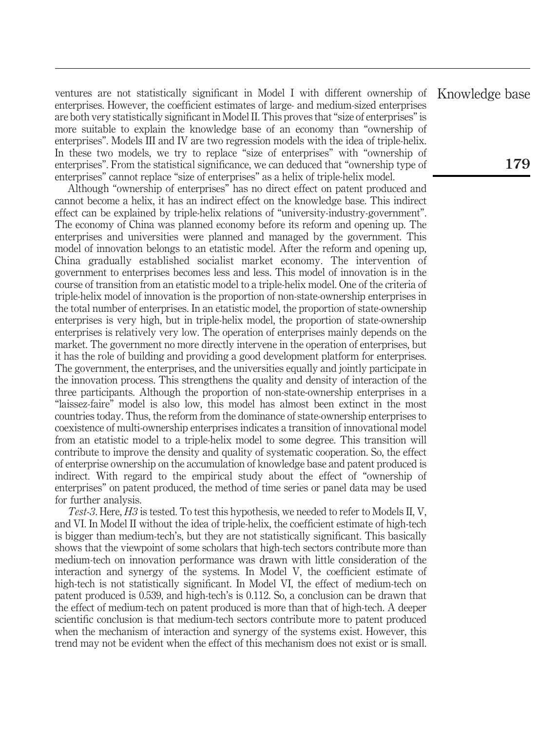ventures are not statistically significant in Model I with different ownership of enterprises. However, the coefficient estimates of large- and medium-sized enterprises are both very statistically significant in Model II. This proves that "size of enterprises" is more suitable to explain the knowledge base of an economy than "ownership of enterprises". Models III and IV are two regression models with the idea of triple-helix. In these two models, we try to replace "size of enterprises" with "ownership of enterprises". From the statistical significance, we can deduced that "ownership type of enterprises" cannot replace "size of enterprises" as a helix of triple-helix model.

Although "ownership of enterprises" has no direct effect on patent produced and cannot become a helix, it has an indirect effect on the knowledge base. This indirect effect can be explained by triple-helix relations of "university-industry-government". The economy of China was planned economy before its reform and opening up. The enterprises and universities were planned and managed by the government. This model of innovation belongs to an etatistic model. After the reform and opening up, China gradually established socialist market economy. The intervention of government to enterprises becomes less and less. This model of innovation is in the course of transition from an etatistic model to a triple-helix model. One of the criteria of triple-helix model of innovation is the proportion of non-state-ownership enterprises in the total number of enterprises. In an etatistic model, the proportion of state-ownership enterprises is very high, but in triple-helix model, the proportion of state-ownership enterprises is relatively very low. The operation of enterprises mainly depends on the market. The government no more directly intervene in the operation of enterprises, but it has the role of building and providing a good development platform for enterprises. The government, the enterprises, and the universities equally and jointly participate in the innovation process. This strengthens the quality and density of interaction of the three participants. Although the proportion of non-state-ownership enterprises in a "laissez-faire" model is also low, this model has almost been extinct in the most countries today. Thus, the reform from the dominance of state-ownership enterprises to coexistence of multi-ownership enterprises indicates a transition of innovational model from an etatistic model to a triple-helix model to some degree. This transition will contribute to improve the density and quality of systematic cooperation. So, the effect of enterprise ownership on the accumulation of knowledge base and patent produced is indirect. With regard to the empirical study about the effect of "ownership of enterprises" on patent produced, the method of time series or panel data may be used for further analysis.

*Test-3*. Here, *H3* is tested. To test this hypothesis, we needed to refer to Models II, V, and VI. In Model II without the idea of triple-helix, the coefficient estimate of high-tech is bigger than medium-tech's, but they are not statistically significant. This basically shows that the viewpoint of some scholars that high-tech sectors contribute more than medium-tech on innovation performance was drawn with little consideration of the interaction and synergy of the systems. In Model V, the coefficient estimate of high-tech is not statistically significant. In Model VI, the effect of medium-tech on patent produced is 0.539, and high-tech's is 0.112. So, a conclusion can be drawn that the effect of medium-tech on patent produced is more than that of high-tech. A deeper scientific conclusion is that medium-tech sectors contribute more to patent produced when the mechanism of interaction and synergy of the systems exist. However, this trend may not be evident when the effect of this mechanism does not exist or is small.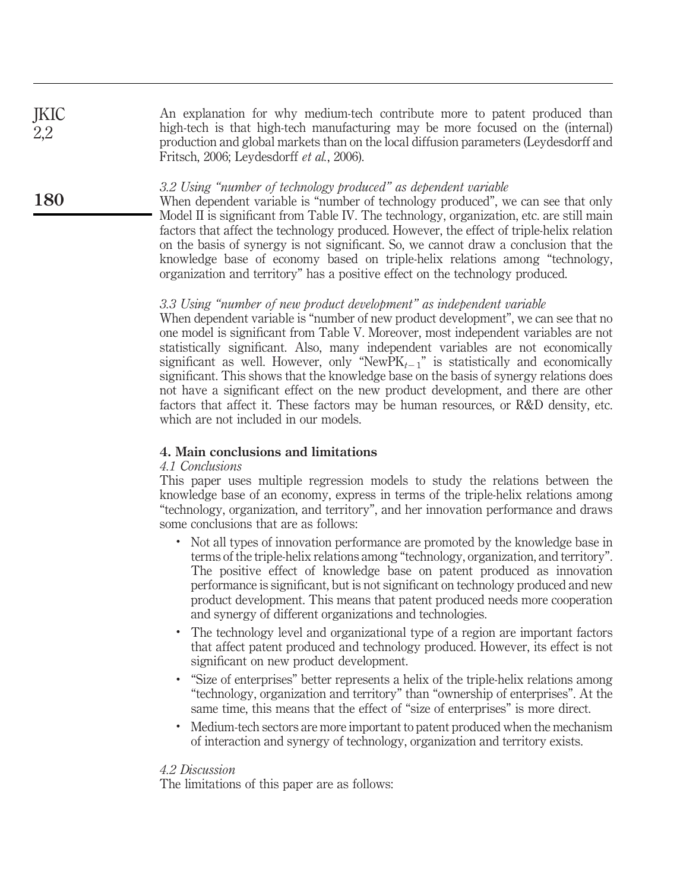An explanation for why medium-tech contribute more to patent produced than high-tech is that high-tech manufacturing may be more focused on the (internal) production and global markets than on the local diffusion parameters (Leydesdorff and Fritsch, 2006; Leydesdorff *et al.*, 2006).

### *3.2 Using "number of technology produced" as dependent variable*

When dependent variable is "number of technology produced", we can see that only Model II is significant from Table IV. The technology, organization, etc. are still main factors that affect the technology produced. However, the effect of triple-helix relation on the basis of synergy is not significant. So, we cannot draw a conclusion that the knowledge base of economy based on triple-helix relations among "technology, organization and territory" has a positive effect on the technology produced.

### *3.3 Using "number of new product development" as independent variable*

When dependent variable is "number of new product development", we can see that no one model is significant from Table V. Moreover, most independent variables are not statistically significant. Also, many independent variables are not economically significant as well. However, only "$NewPK_{t-1}$" is statistically and economically significant. This shows that the knowledge base on the basis of synergy relations does not have a significant effect on the new product development, and there are other factors that affect it. These factors may be human resources, or R&D density, etc. which are not included in our models.

## 4. Main conclusions and limitations

### *4.1 Conclusions*

This paper uses multiple regression models to study the relations between the knowledge base of an economy, express in terms of the triple-helix relations among "technology, organization, and territory", and her innovation performance and draws some conclusions that are as follows:

- Not all types of innovation performance are promoted by the knowledge base in terms of the triple-helix relations among "technology, organization, and territory". The positive effect of knowledge base on patent produced as innovation performance is significant, but is not significant on technology produced and new product development. This means that patent produced needs more cooperation and synergy of different organizations and technologies.
- The technology level and organizational type of a region are important factors that affect patent produced and technology produced. However, its effect is not significant on new product development.
- "Size of enterprises" better represents a helix of the triple-helix relations among "technology, organization and territory" than "ownership of enterprises". At the same time, this means that the effect of "size of enterprises" is more direct.
- Medium-tech sectors are more important to patent produced when the mechanism of interaction and synergy of technology, organization and territory exists.

### *4.2 Discussion*

The limitations of this paper are as follows: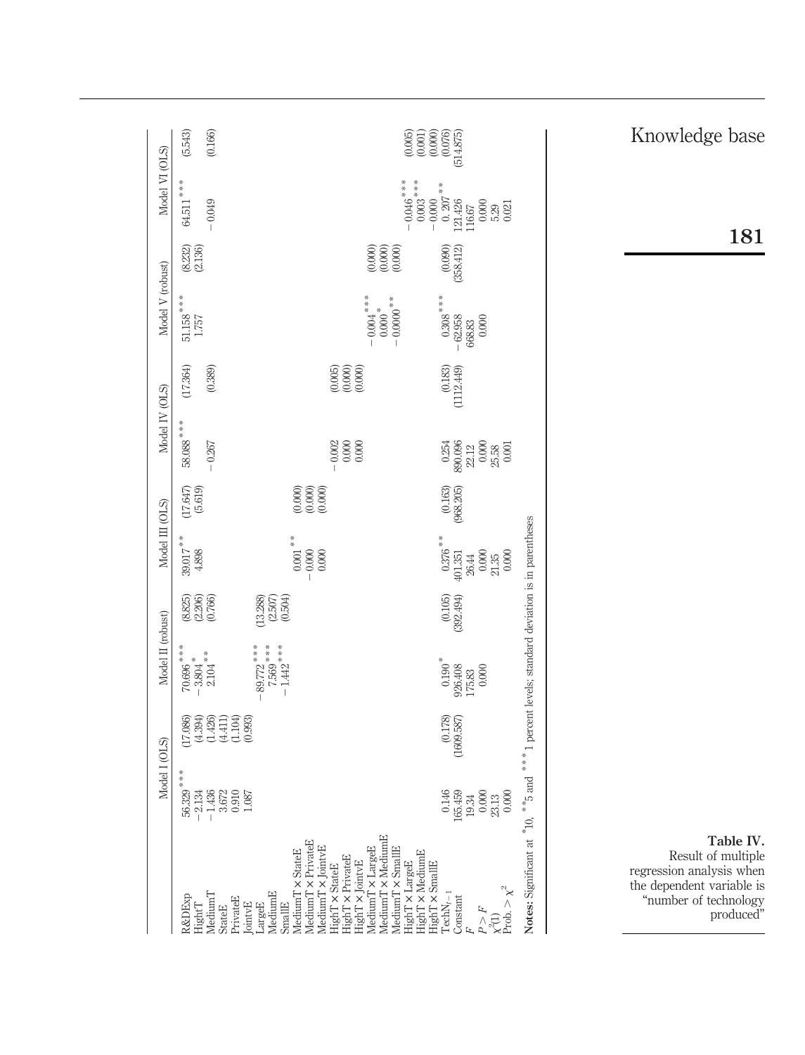**Table IV.** Result of multiple regression analysis when the dependent variable is "number of technology produced"

| | Model I (OLS) | | Model II (robust) | | Model III (OLS) | | Model IV (OLS) | | Model V (robust) | | Model VI (OLS) | |
|---|---|---|---|---|---|---|---|---|---|---|---|---|
| R&DExp | 56.329*** | (17.086) | 70.696*** | (8.825) | 39.017** | (17.647) | 58.088*** | (17.364) | 51.158*** | (8.232) | 64.511*** | (5.543) |
| HighT | −2.134 | (4.394) | −3.804* | (2.206) | 4.898 | (5.619) | | | 1.757 | (2.136) | | |
| MediumT | −1.436 | (1.426) | 2.104** | (0.766) | | | −0.267 | (0.389) | | | −0.049 | (0.166) |
| StateE | 3.672 | (4.411) | | | | | | | | | | |
| PrivateE | 0.910 | (1.104) | | | | | | | | | | |
| JointvE | 1.087 | (0.993) | | | | | | | | | | |
| LargeE | | | −89.772*** | (13.288) | | | | | | | | |
| MediumE | | | 7.569*** | (2.507) | | | | | | | | |
| SmallE | | | −1.442*** | (0.504) | | | | | | | | |
| MediumT × StateE | | | | | 0.001** | (0.000) | | | | | | |
| MediumT × PrivateE | | | | | −0.000 | (0.000) | | | | | | |
| MediumT × JointvE | | | | | 0.000 | (0.000) | | | | | | |
| HighT × StateE | | | | | | | −0.002 | (0.005) | | | | |
| HighT × PrivateE | | | | | | | 0.000 | (0.000) | | | | |
| HighT × JointvE | | | | | | | 0.000 | (0.000) | | | | |
| MediumT × LargeE | | | | | | | | | −0.004*** | (0.000) | | |
| MediumT × MediumE | | | | | | | | | 0.000* | (0.000) | | |
| MediumT × SmallE | | | | | | | | | −0.0000** | (0.000) | | |
| HighT × LargeE | | | | | | | | | | | −0.046*** | (0.005) |
| HighT × MediumE | | | | | | | | | | | 0.003*** | (0.001) |
| HighT × SmallE | | | | | | | | | | | −0.000** | (0.000) |
| $Tech_{t-1}$ | 0.146 | (0.178) | 0.190* | (0.105) | 0.376** | (0.163) | 0.254 | (0.183) | 0.308*** | (0.090) | 0. 207** | (0.076) |
| Constant | 165.459 | (1609.587) | 926.408 | (392.494) | 401.351 | (968.205) | 890.096 | (1112.449) | −62.958 | (358.412) | 121.426 | (514.875) |
| $F$ | 19.34 | | 175.83 | | 26.44 | | 22.12 | | 668.83 | | 116.67 | |
| $P > F$ | 0.000 | | 0.000 | | 0.000 | | 0.000 | | 0.000 | | 0.000 | |
| $\chi^2(1)$ | 23.13 | | | | 21.35 | | 25.58 | | | | 5.29 | |
| Prob. $> \chi^2$ | 0.000 | | | | 0.000 | | 0.001 | | | | 0.021 | |

**Notes:** Significant at *10, **5 and ***1 percent levels; standard deviation is in parentheses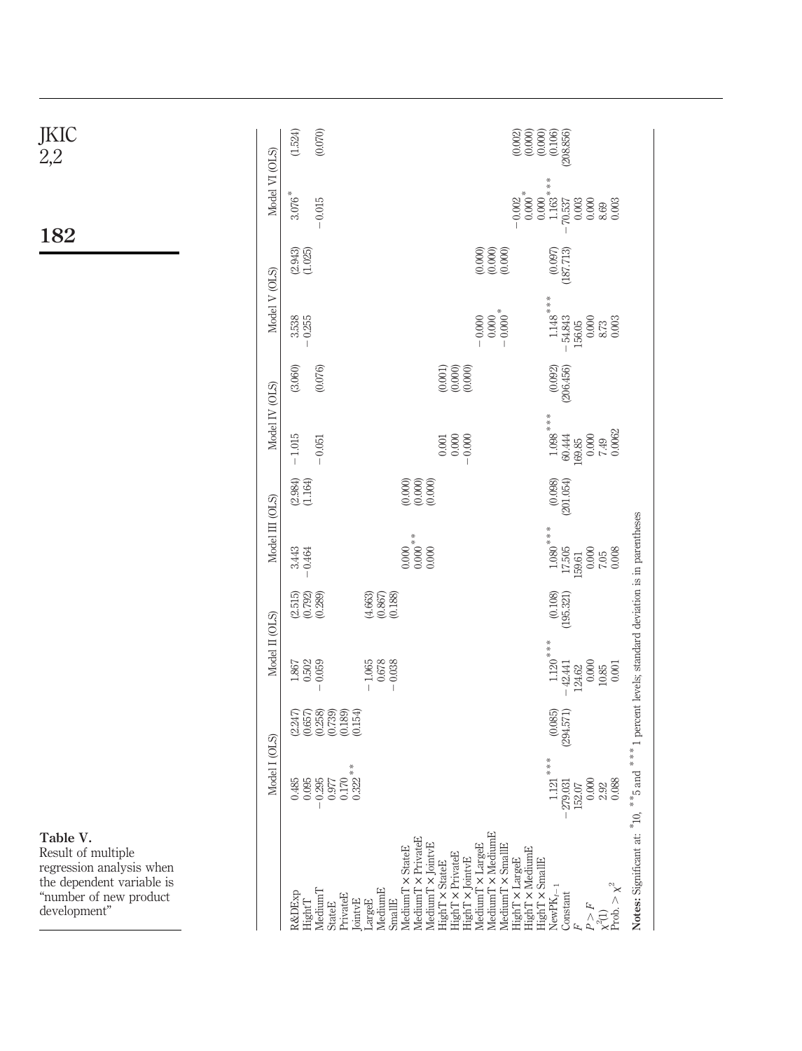**Table V.** Result of multiple regression analysis when the dependent variable is "number of new product development"

| | Model I (OLS) | | Model II (OLS) | | Model III (OLS) | | Model IV (OLS) | | Model V (OLS) | | Model VI (OLS) | |
|---|---|---|---|---|---|---|---|---|---|---|---|---|
| R&DExp | 0.485 | (2.247) | 1.867 | (2.515) | 3.443 | (2.984) | −1.015 | (3.060) | 3.538 | (2.943) | 3.076* | (1.524) |
| HighT | 0.095 | (0.657) | 0.502 | (0.792) | −0.464 | (1.164) | | | −0.255 | (1.025) | | |
| MediumT | −0.295 | (0.258) | −0.059 | (0.289) | | | −0.051 | (0.076) | | | −0.015 | (0.070) |
| StateE | 0.977 | (0.739) | | | | | | | | | | |
| PrivateE | 0.170** | (0.189) | | | | | | | | | | |
| JointvE | 0.322** | (0.154) | | | | | | | | | | |
| LargeE | | | −1.065 | (4.663) | | | | | | | | |
| MediumE | | | 0.678 | (0.867) | | | | | | | | |
| SmallE | | | −0.038 | (0.188) | | | | | | | | |
| MediumT × StateE | | | | | 0.000 | (0.000) | | | | | | |
| MediumT × PrivateE | | | | | 0.000** | (0.000) | | | | | | |
| MediumT × JointvE | | | | | 0.000 | (0.000) | | | | | | |
| HighT × StateE | | | | | | | 0.001 | (0.001) | | | | |
| HighT × PrivateE | | | | | | | 0.000 | (0.000) | | | | |
| HighT × JointvE | | | | | | | −0.000 | (0.000) | | | | |
| MediumT × LargeE | | | | | | | | | −0.000 | (0.000) | | |
| MediumT × MediumE | | | | | | | | | 0.000 | (0.000) | | |
| MediumT × SmallE | | | | | | | | | −0.000* | (0.000) | | |
| HighT × LargeE | | | | | | | | | | | −0.002* | (0.002) |
| HighT × MediumE | | | | | | | | | | | 0.000* | (0.000) |
| HighT × SmallE | | | | | | | | | | | 0.000*** | (0.000) |
| $NewPK_{t-1}$ | 1.121*** | (0.085) | 1.120*** | (0.108) | 1.080*** | (0.098) | 1.098*** | (0.092) | 1.148*** | (0.097) | 1.163*** | (0.106) |
| Constant | −279.031 | (294.571) | −42.441 | (195.321) | 17.505 | (201.054) | 60.444 | (206.456) | −54.843 | (187.713) | −70.537 | (208.856) |
| $F$ | 152.07 | | 124.62 | | 159.61 | | 169.85 | | 156.05 | | 0.003 | |
| $P > F$ | 0.000 | | 0.000 | | 0.000 | | 0.000 | | 0.000 | | 0.000 | |
| $\chi^2(1)$ | 2.92 | | 10.85 | | 7.05 | | 7.49 | | 8.73 | | 8.69 | |
| Prob. $> \chi^2$ | 0.088 | | 0.001 | | 0.008 | | 0.0062 | | 0.003 | | 0.003 | |

**Notes:** Significant at: *10, **5 and ***1 percent levels; standard deviation is in parentheses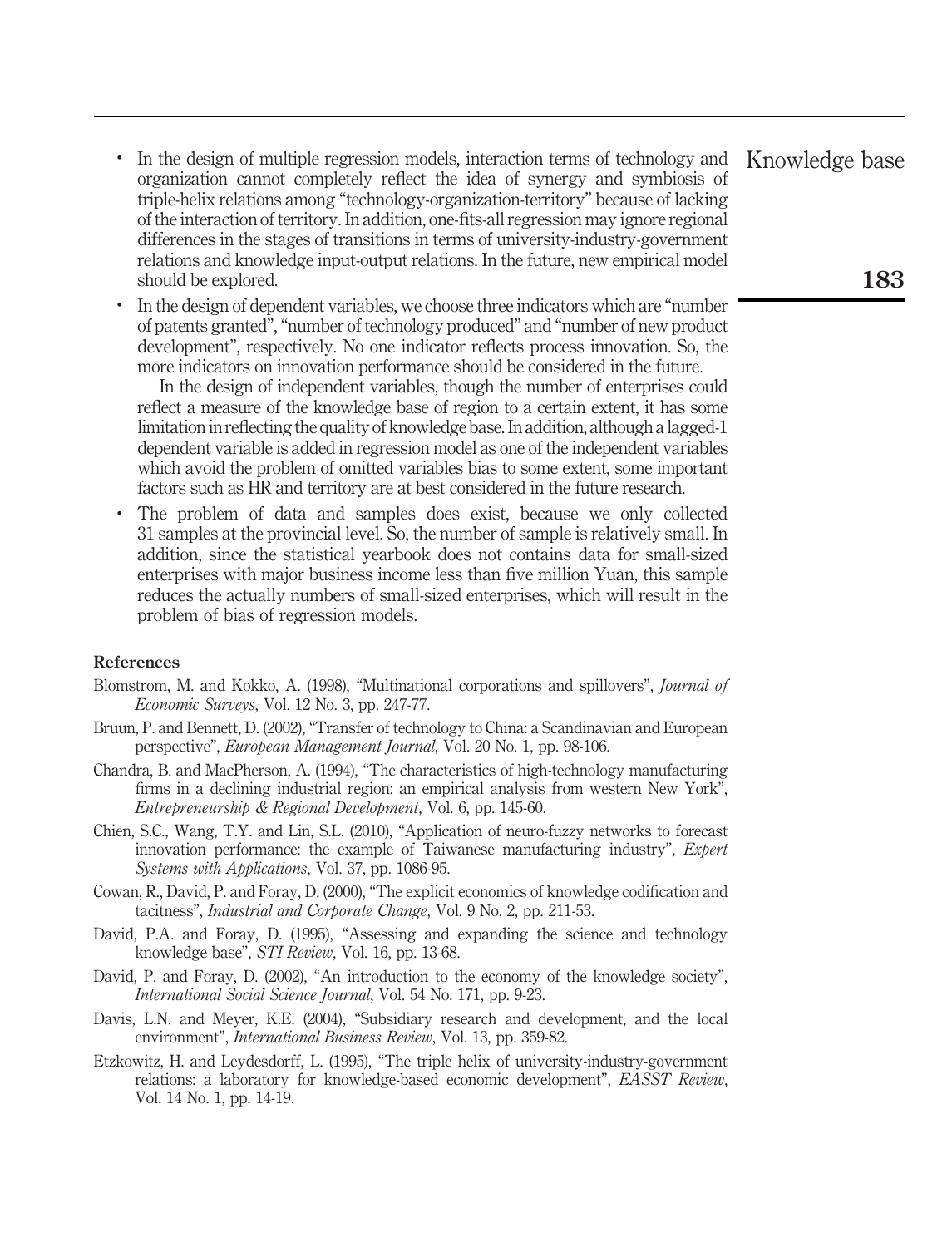- In the design of multiple regression models, interaction terms of technology and organization cannot completely reflect the idea of synergy and symbiosis of triple-helix relations among "technology-organization-territory" because of lacking of the interaction of territory. In addition, one-fits-all regression may ignore regional differences in the stages of transitions in terms of university-industry-government relations and knowledge input-output relations. In the future, new empirical model should be explored.
- In the design of dependent variables, we choose three indicators which are "number of patents granted", "number of technology produced" and "number of new product development", respectively. No one indicator reflects process innovation. So, the more indicators on innovation performance should be considered in the future.

  In the design of independent variables, though the number of enterprises could reflect a measure of the knowledge base of region to a certain extent, it has some limitation in reflecting the quality of knowledge base. In addition, although a lagged-1 dependent variable is added in regression model as one of the independent variables which avoid the problem of omitted variables bias to some extent, some important factors such as HR and territory are at best considered in the future research.
- The problem of data and samples does exist, because we only collected 31 samples at the provincial level. So, the number of sample is relatively small. In addition, since the statistical yearbook does not contains data for small-sized enterprises with major business income less than five million Yuan, this sample reduces the actually numbers of small-sized enterprises, which will result in the problem of bias of regression models.

## References

Blomstrom, M. and Kokko, A. (1998), "Multinational corporations and spillovers", *Journal of Economic Surveys*, Vol. 12 No. 3, pp. 247-77.

Bruun, P. and Bennett, D. (2002), "Transfer of technology to China: a Scandinavian and European perspective", *European Management Journal*, Vol. 20 No. 1, pp. 98-106.

Chandra, B. and MacPherson, A. (1994), "The characteristics of high-technology manufacturing firms in a declining industrial region: an empirical analysis from western New York", *Entrepreneurship & Regional Development*, Vol. 6, pp. 145-60.

Chien, S.C., Wang, T.Y. and Lin, S.L. (2010), "Application of neuro-fuzzy networks to forecast innovation performance: the example of Taiwanese manufacturing industry", *Expert Systems with Applications*, Vol. 37, pp. 1086-95.

Cowan, R., David, P. and Foray, D. (2000), "The explicit economics of knowledge codification and tacitness", *Industrial and Corporate Change*, Vol. 9 No. 2, pp. 211-53.

David, P.A. and Foray, D. (1995), "Assessing and expanding the science and technology knowledge base", *STI Review*, Vol. 16, pp. 13-68.

David, P. and Foray, D. (2002), "An introduction to the economy of the knowledge society", *International Social Science Journal*, Vol. 54 No. 171, pp. 9-23.

Davis, L.N. and Meyer, K.E. (2004), "Subsidiary research and development, and the local environment", *International Business Review*, Vol. 13, pp. 359-82.

Etzkowitz, H. and Leydesdorff, L. (1995), "The triple helix of university-industry-government relations: a laboratory for knowledge-based economic development", *EASST Review*, Vol. 14 No. 1, pp. 14-19.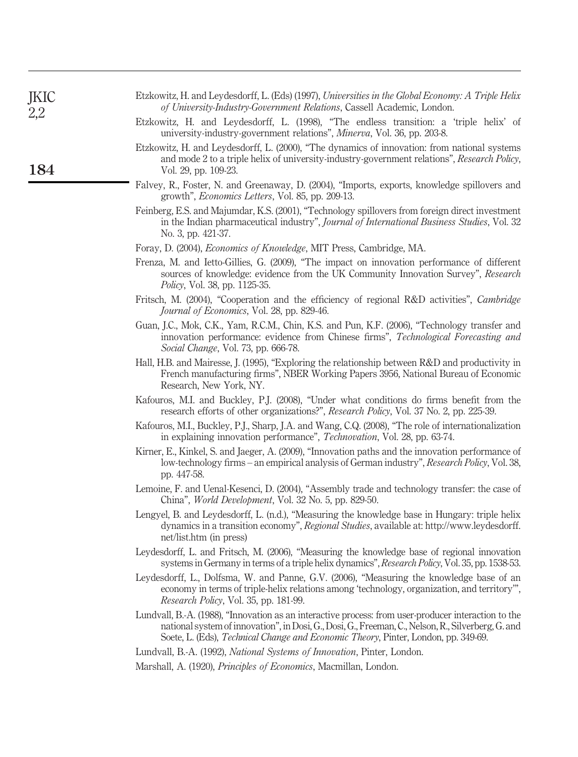Etzkowitz, H. and Leydesdorff, L. (Eds) (1997), *Universities in the Global Economy: A Triple Helix of University-Industry-Government Relations*, Cassell Academic, London.

Etzkowitz, H. and Leydesdorff, L. (1998), "The endless transition: a 'triple helix' of university-industry-government relations", *Minerva*, Vol. 36, pp. 203-8.

Etzkowitz, H. and Leydesdorff, L. (2000), "The dynamics of innovation: from national systems and mode 2 to a triple helix of university-industry-government relations", *Research Policy*, Vol. 29, pp. 109-23.

Falvey, R., Foster, N. and Greenaway, D. (2004), "Imports, exports, knowledge spillovers and growth", *Economics Letters*, Vol. 85, pp. 209-13.

Feinberg, E.S. and Majumdar, K.S. (2001), "Technology spillovers from foreign direct investment in the Indian pharmaceutical industry", *Journal of International Business Studies*, Vol. 32 No. 3, pp. 421-37.

Foray, D. (2004), *Economics of Knowledge*, MIT Press, Cambridge, MA.

Frenza, M. and Ietto-Gillies, G. (2009), "The impact on innovation performance of different sources of knowledge: evidence from the UK Community Innovation Survey", *Research Policy*, Vol. 38, pp. 1125-35.

Fritsch, M. (2004), "Cooperation and the efficiency of regional R&D activities", *Cambridge Journal of Economics*, Vol. 28, pp. 829-46.

Guan, J.C., Mok, C.K., Yam, R.C.M., Chin, K.S. and Pun, K.F. (2006), "Technology transfer and innovation performance: evidence from Chinese firms", *Technological Forecasting and Social Change*, Vol. 73, pp. 666-78.

Hall, H.B. and Mairesse, J. (1995), "Exploring the relationship between R&D and productivity in French manufacturing firms", NBER Working Papers 3956, National Bureau of Economic Research, New York, NY.

Kafouros, M.I. and Buckley, P.J. (2008), "Under what conditions do firms benefit from the research efforts of other organizations?", *Research Policy*, Vol. 37 No. 2, pp. 225-39.

Kafouros, M.I., Buckley, P.J., Sharp, J.A. and Wang, C.Q. (2008), "The role of internationalization in explaining innovation performance", *Technovation*, Vol. 28, pp. 63-74.

Kirner, E., Kinkel, S. and Jaeger, A. (2009), "Innovation paths and the innovation performance of low-technology firms – an empirical analysis of German industry", *Research Policy*, Vol. 38, pp. 447-58.

Lemoine, F. and Uenal-Kesenci, D. (2004), "Assembly trade and technology transfer: the case of China", *World Development*, Vol. 32 No. 5, pp. 829-50.

Lengyel, B. and Leydesdorff, L. (n.d.), "Measuring the knowledge base in Hungary: triple helix dynamics in a transition economy", *Regional Studies*, available at: http://www.leydesdorff.net/list.htm (in press)

Leydesdorff, L. and Fritsch, M. (2006), "Measuring the knowledge base of regional innovation systems in Germany in terms of a triple helix dynamics", *Research Policy*, Vol. 35, pp. 1538-53.

Leydesdorff, L., Dolfsma, W. and Panne, G.V. (2006), "Measuring the knowledge base of an economy in terms of triple-helix relations among 'technology, organization, and territory'", *Research Policy*, Vol. 35, pp. 181-99.

Lundvall, B.-A. (1988), "Innovation as an interactive process: from user-producer interaction to the national system of innovation", in Dosi, G., Dosi, G., Freeman, C., Nelson, R., Silverberg, G. and Soete, L. (Eds), *Technical Change and Economic Theory*, Pinter, London, pp. 349-69.

Lundvall, B.-A. (1992), *National Systems of Innovation*, Pinter, London.

Marshall, A. (1920), *Principles of Economics*, Macmillan, London.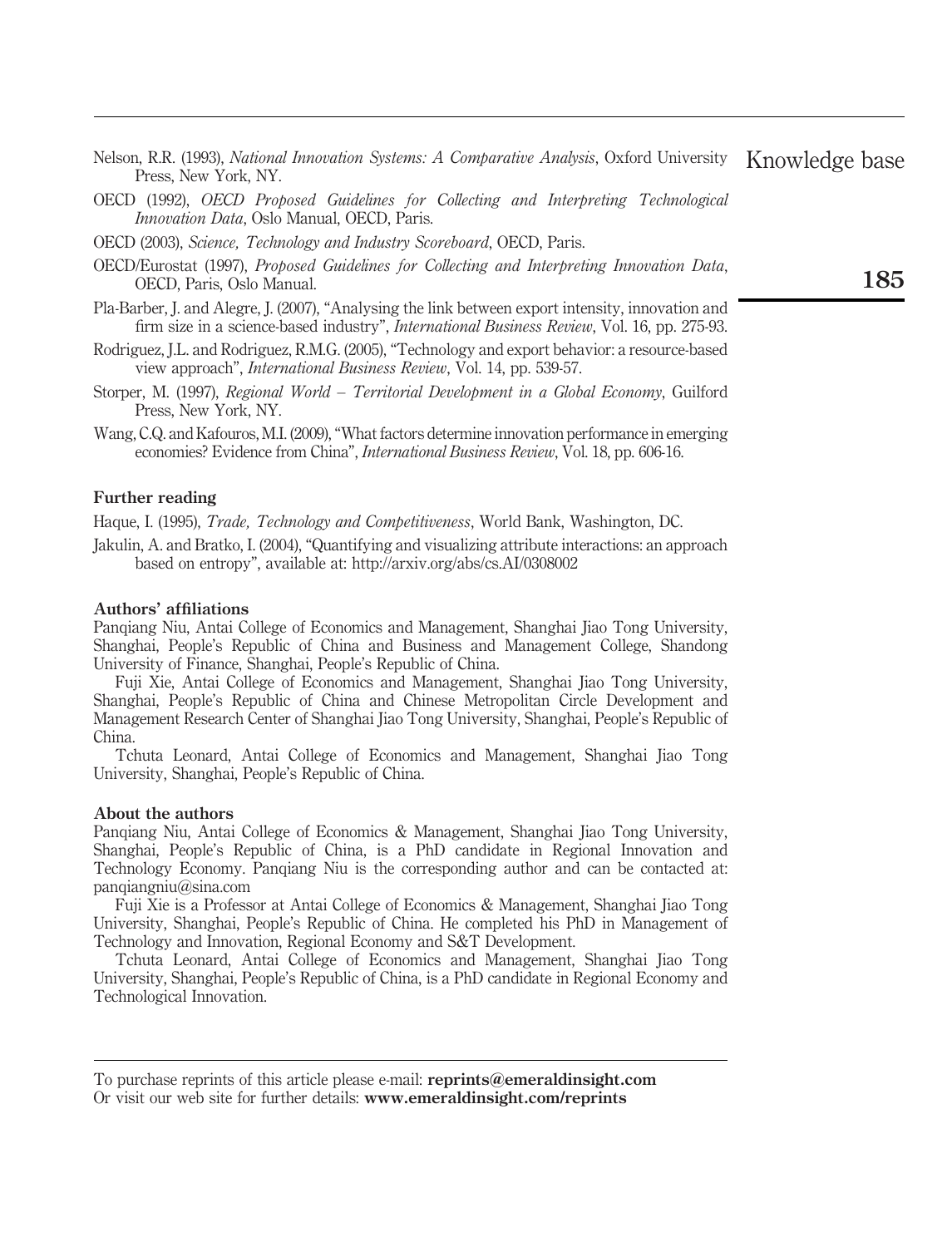Nelson, R.R. (1993), *National Innovation Systems: A Comparative Analysis*, Oxford University Press, New York, NY.

OECD (1992), *OECD Proposed Guidelines for Collecting and Interpreting Technological Innovation Data*, Oslo Manual, OECD, Paris.

OECD (2003), *Science, Technology and Industry Scoreboard*, OECD, Paris.

OECD/Eurostat (1997), *Proposed Guidelines for Collecting and Interpreting Innovation Data*, OECD, Paris, Oslo Manual.

Pla-Barber, J. and Alegre, J. (2007), "Analysing the link between export intensity, innovation and firm size in a science-based industry", *International Business Review*, Vol. 16, pp. 275-93.

Rodriguez, J.L. and Rodriguez, R.M.G. (2005), "Technology and export behavior: a resource-based view approach", *International Business Review*, Vol. 14, pp. 539-57.

Storper, M. (1997), *Regional World – Territorial Development in a Global Economy*, Guilford Press, New York, NY.

Wang, C.Q. and Kafouros, M.I. (2009), "What factors determine innovation performance in emerging economies? Evidence from China", *International Business Review*, Vol. 18, pp. 606-16.

### Further reading

Haque, I. (1995), *Trade, Technology and Competitiveness*, World Bank, Washington, DC.

Jakulin, A. and Bratko, I. (2004), "Quantifying and visualizing attribute interactions: an approach based on entropy", available at: http://arxiv.org/abs/cs.AI/0308002

### Authors' affiliations

Panqiang Niu, Antai College of Economics and Management, Shanghai Jiao Tong University, Shanghai, People's Republic of China and Business and Management College, Shandong University of Finance, Shanghai, People's Republic of China.

Fuji Xie, Antai College of Economics and Management, Shanghai Jiao Tong University, Shanghai, People's Republic of China and Chinese Metropolitan Circle Development and Management Research Center of Shanghai Jiao Tong University, Shanghai, People's Republic of China.

Tchuta Leonard, Antai College of Economics and Management, Shanghai Jiao Tong University, Shanghai, People's Republic of China.

### About the authors

Panqiang Niu, Antai College of Economics & Management, Shanghai Jiao Tong University, Shanghai, People's Republic of China, is a PhD candidate in Regional Innovation and Technology Economy. Panqiang Niu is the corresponding author and can be contacted at: panqiangniu@sina.com

Fuji Xie is a Professor at Antai College of Economics & Management, Shanghai Jiao Tong University, Shanghai, People's Republic of China. He completed his PhD in Management of Technology and Innovation, Regional Economy and S&T Development.

Tchuta Leonard, Antai College of Economics and Management, Shanghai Jiao Tong University, Shanghai, People's Republic of China, is a PhD candidate in Regional Economy and Technological Innovation.

To purchase reprints of this article please e-mail: **reprints@emeraldinsight.com**
Or visit our web site for further details: **www.emeraldinsight.com/reprints**